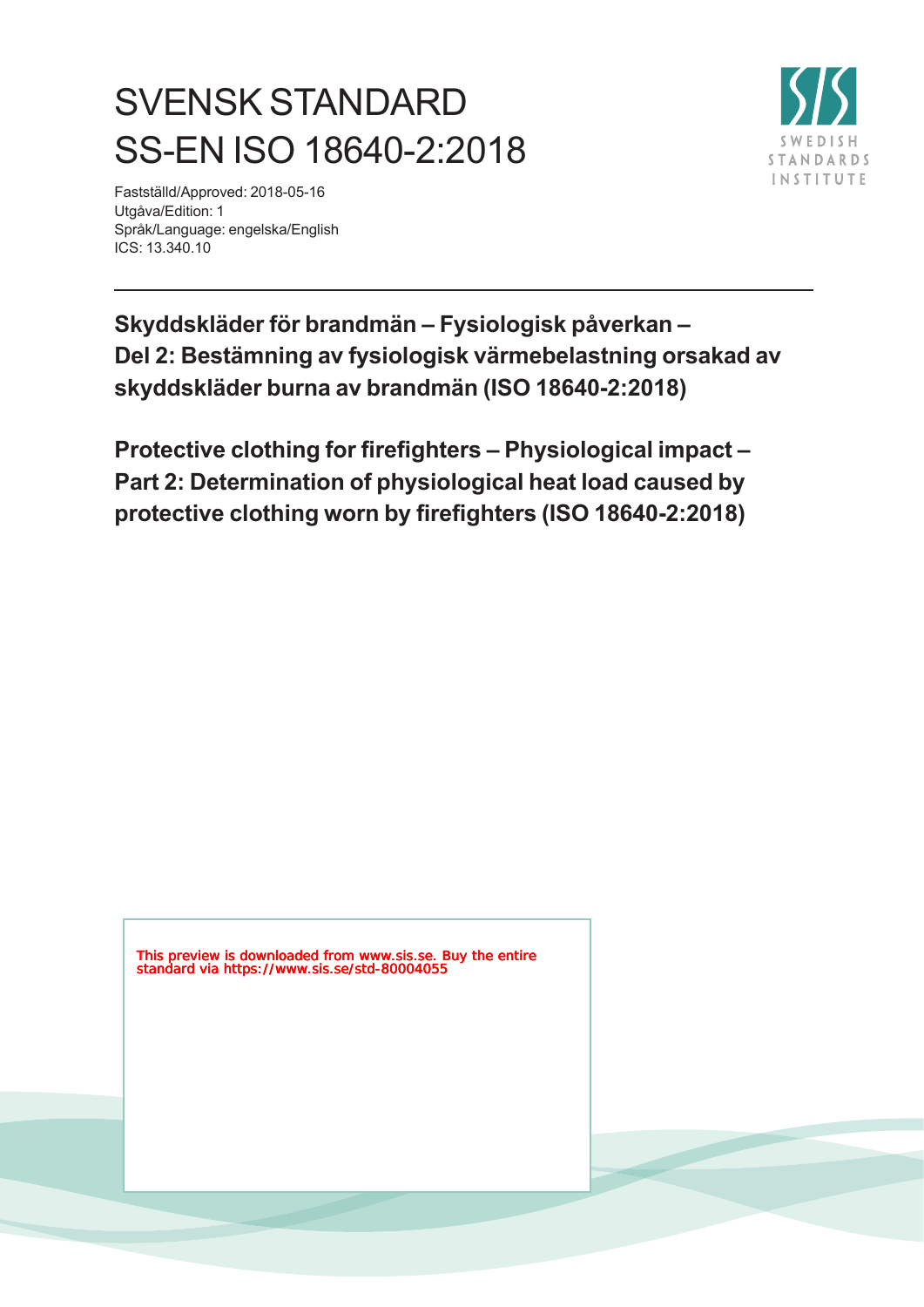# SVENSK STANDARD
# SS-EN ISO 18640-2:2018

Fastställd/Approved: 2018-05-16
Utgåva/Edition: 1
Språk/Language: engelska/English
ICS: 13.340.10

SWEDISH STANDARDS INSTITUTE

---

**Skyddskläder för brandmän – Fysiologisk påverkan – Del 2: Bestämning av fysiologisk värmebelastning orsakad av skyddskläder burna av brandmän (ISO 18640-2:2018)**

**Protective clothing for firefighters – Physiological impact – Part 2: Determination of physiological heat load caused by protective clothing worn by firefighters (ISO 18640-2:2018)**

This preview is downloaded from www.sis.se. Buy the entire standard via https://www.sis.se/std-80004055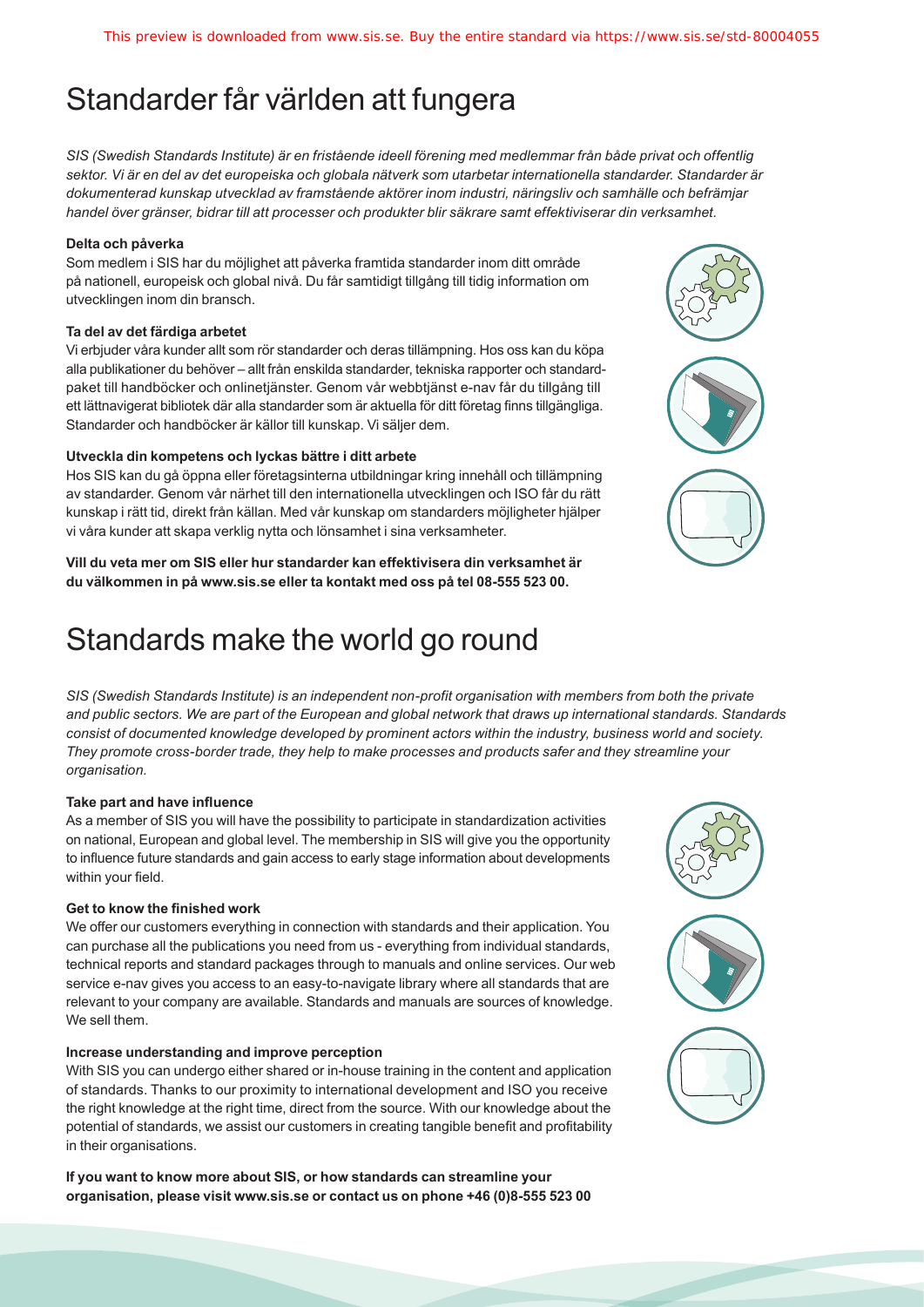# Standarder får världen att fungera

*SIS (Swedish Standards Institute) är en fristående ideell förening med medlemmar från både privat och offentlig sektor. Vi är en del av det europeiska och globala nätverk som utarbetar internationella standarder. Standarder är dokumenterad kunskap utvecklad av framstående aktörer inom industri, näringsliv och samhälle och befrämjar handel över gränser, bidrar till att processer och produkter blir säkrare samt effektiviserar din verksamhet.*

**Delta och påverka**

Som medlem i SIS har du möjlighet att påverka framtida standarder inom ditt område på nationell, europeisk och global nivå. Du får samtidigt tillgång till tidig information om utvecklingen inom din bransch.

**Ta del av det färdiga arbetet**

Vi erbjuder våra kunder allt som rör standarder och deras tillämpning. Hos oss kan du köpa alla publikationer du behöver – allt från enskilda standarder, tekniska rapporter och standardpaket till handböcker och onlinetjänster. Genom vår webbtjänst e-nav får du tillgång till ett lättnavigerat bibliotek där alla standarder som är aktuella för ditt företag finns tillgängliga. Standarder och handböcker är källor till kunskap. Vi säljer dem.

**Utveckla din kompetens och lyckas bättre i ditt arbete**

Hos SIS kan du gå öppna eller företagsinterna utbildningar kring innehåll och tillämpning av standarder. Genom vår närhet till den internationella utvecklingen och ISO får du rätt kunskap i rätt tid, direkt från källan. Med vår kunskap om standarders möjligheter hjälper vi våra kunder att skapa verklig nytta och lönsamhet i sina verksamheter.

**Vill du veta mer om SIS eller hur standarder kan effektivisera din verksamhet är du välkommen in på www.sis.se eller ta kontakt med oss på tel 08-555 523 00.**

# Standards make the world go round

*SIS (Swedish Standards Institute) is an independent non-profit organisation with members from both the private and public sectors. We are part of the European and global network that draws up international standards. Standards consist of documented knowledge developed by prominent actors within the industry, business world and society. They promote cross-border trade, they help to make processes and products safer and they streamline your organisation.*

**Take part and have influence**

As a member of SIS you will have the possibility to participate in standardization activities on national, European and global level. The membership in SIS will give you the opportunity to influence future standards and gain access to early stage information about developments within your field.

**Get to know the finished work**

We offer our customers everything in connection with standards and their application. You can purchase all the publications you need from us - everything from individual standards, technical reports and standard packages through to manuals and online services. Our web service e-nav gives you access to an easy-to-navigate library where all standards that are relevant to your company are available. Standards and manuals are sources of knowledge. We sell them.

**Increase understanding and improve perception**

With SIS you can undergo either shared or in-house training in the content and application of standards. Thanks to our proximity to international development and ISO you receive the right knowledge at the right time, direct from the source. With our knowledge about the potential of standards, we assist our customers in creating tangible benefit and profitability in their organisations.

**If you want to know more about SIS, or how standards can streamline your organisation, please visit www.sis.se or contact us on phone +46 (0)8-555 523 00**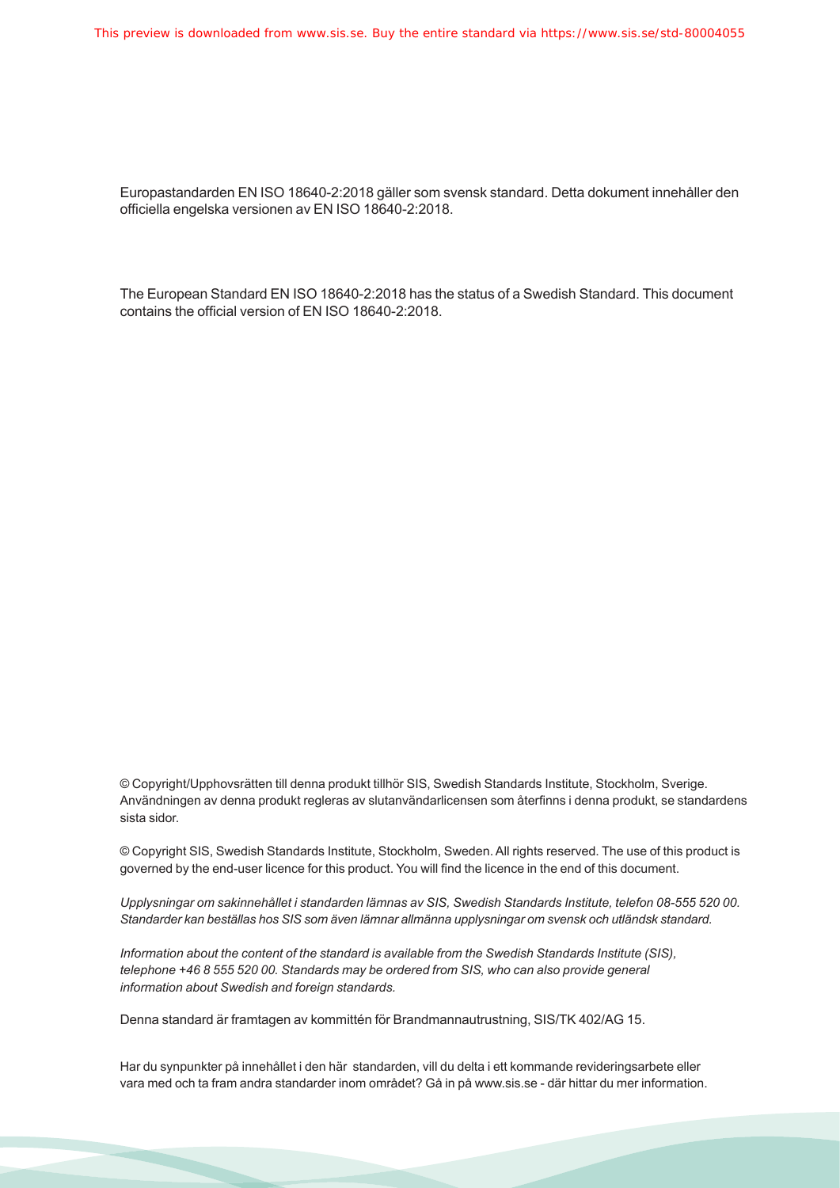Europastandarden EN ISO 18640-2:2018 gäller som svensk standard. Detta dokument innehåller den officiella engelska versionen av EN ISO 18640-2:2018.

The European Standard EN ISO 18640-2:2018 has the status of a Swedish Standard. This document contains the official version of EN ISO 18640-2:2018.

© Copyright/Upphovsrätten till denna produkt tillhör SIS, Swedish Standards Institute, Stockholm, Sverige. Användningen av denna produkt regleras av slutanvändarlicensen som återfinns i denna produkt, se standardens sista sidor.

© Copyright SIS, Swedish Standards Institute, Stockholm, Sweden. All rights reserved. The use of this product is governed by the end-user licence for this product. You will find the licence in the end of this document.

*Upplysningar om sakinnehållet i standarden lämnas av SIS, Swedish Standards Institute, telefon 08-555 520 00. Standarder kan beställas hos SIS som även lämnar allmänna upplysningar om svensk och utländsk standard.*

*Information about the content of the standard is available from the Swedish Standards Institute (SIS), telephone +46 8 555 520 00. Standards may be ordered from SIS, who can also provide general information about Swedish and foreign standards.*

Denna standard är framtagen av kommittén för Brandmannautrustning, SIS/TK 402/AG 15.

Har du synpunkter på innehållet i den här standarden, vill du delta i ett kommande revideringsarbete eller vara med och ta fram andra standarder inom området? Gå in på www.sis.se - där hittar du mer information.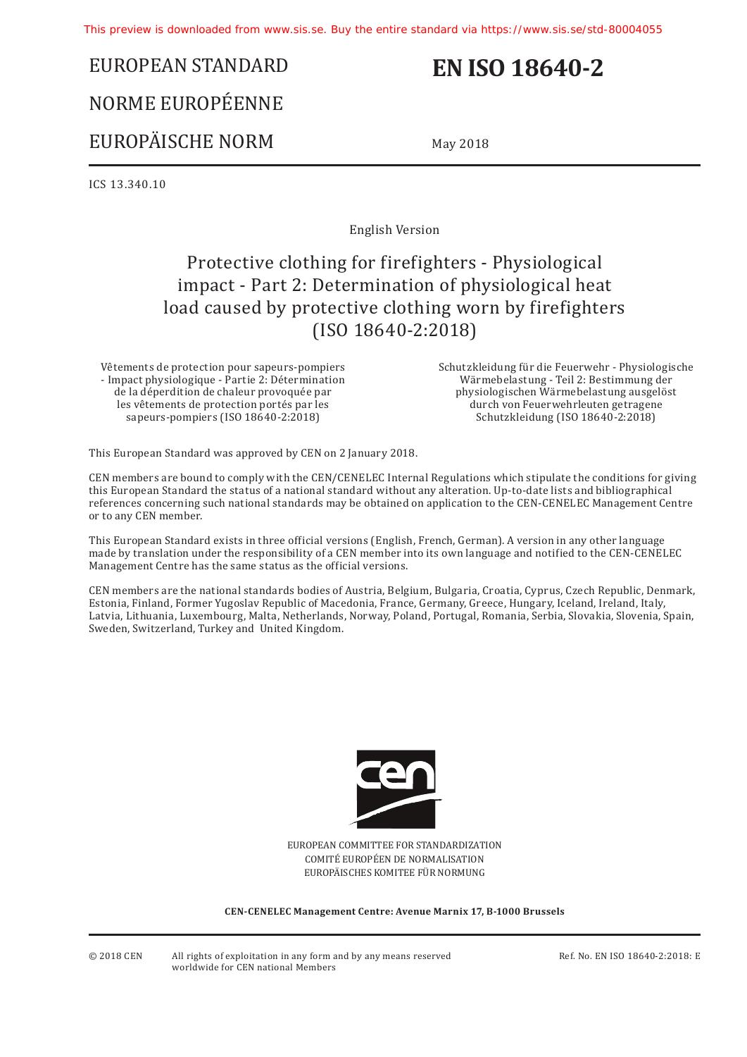This preview is downloaded from www.sis.se. Buy the entire standard via https://www.sis.se/std-80004055

EUROPEAN STANDARD

NORME EUROPÉENNE

EUROPÄISCHE NORM

# EN ISO 18640-2

May 2018

ICS 13.340.10

English Version

# Protective clothing for firefighters - Physiological impact - Part 2: Determination of physiological heat load caused by protective clothing worn by firefighters (ISO 18640-2:2018)

Vêtements de protection pour sapeurs-pompiers - Impact physiologique - Partie 2: Détermination de la déperdition de chaleur provoquée par les vêtements de protection portés par les sapeurs-pompiers (ISO 18640-2:2018)

Schutzkleidung für die Feuerwehr - Physiologische Wärmebelastung - Teil 2: Bestimmung der physiologischen Wärmebelastung ausgelöst durch von Feuerwehrleuten getragene Schutzkleidung (ISO 18640-2:2018)

This European Standard was approved by CEN on 2 January 2018.

CEN members are bound to comply with the CEN/CENELEC Internal Regulations which stipulate the conditions for giving this European Standard the status of a national standard without any alteration. Up-to-date lists and bibliographical references concerning such national standards may be obtained on application to the CEN-CENELEC Management Centre or to any CEN member.

This European Standard exists in three official versions (English, French, German). A version in any other language made by translation under the responsibility of a CEN member into its own language and notified to the CEN-CENELEC Management Centre has the same status as the official versions.

CEN members are the national standards bodies of Austria, Belgium, Bulgaria, Croatia, Cyprus, Czech Republic, Denmark, Estonia, Finland, Former Yugoslav Republic of Macedonia, France, Germany, Greece, Hungary, Iceland, Ireland, Italy, Latvia, Lithuania, Luxembourg, Malta, Netherlands, Norway, Poland, Portugal, Romania, Serbia, Slovakia, Slovenia, Spain, Sweden, Switzerland, Turkey and United Kingdom.

EUROPEAN COMMITTEE FOR STANDARDIZATION
COMITÉ EUROPÉEN DE NORMALISATION
EUROPÄISCHES KOMITEE FÜR NORMUNG

**CEN-CENELEC Management Centre: Avenue Marnix 17, B-1000 Brussels**

© 2018 CEN All rights of exploitation in any form and by any means reserved worldwide for CEN national Members

Ref. No. EN ISO 18640-2:2018: E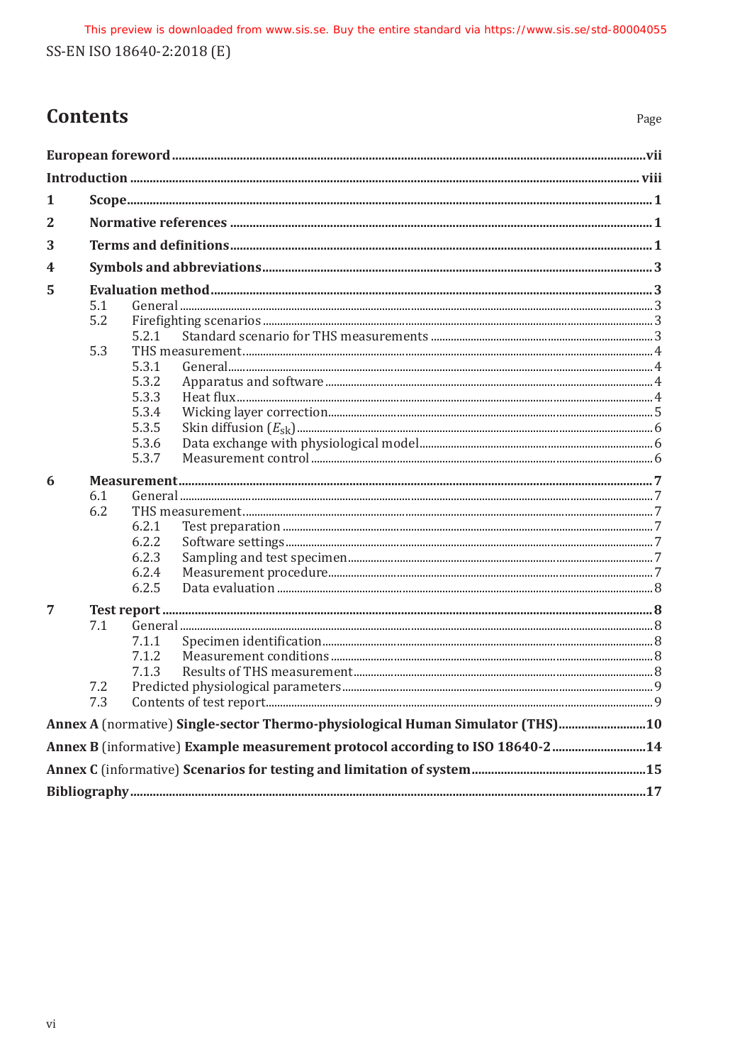# Contents

Page

**European foreword** ... vii

**Introduction** ... viii

**1 Scope** ... 1

**2 Normative references** ... 1

**3 Terms and definitions** ... 1

**4 Symbols and abbreviations** ... 3

**5 Evaluation method** ... 3

- 5.1 General ... 3
- 5.2 Firefighting scenarios ... 3
  - 5.2.1 Standard scenario for THS measurements ... 3
- 5.3 THS measurement ... 4
  - 5.3.1 General ... 4
  - 5.3.2 Apparatus and software ... 4
  - 5.3.3 Heat flux ... 4
  - 5.3.4 Wicking layer correction ... 5
  - 5.3.5 Skin diffusion ($E_{sk}$) ... 6
  - 5.3.6 Data exchange with physiological model ... 6
  - 5.3.7 Measurement control ... 6

**6 Measurement** ... 7

- 6.1 General ... 7
- 6.2 THS measurement ... 7
  - 6.2.1 Test preparation ... 7
  - 6.2.2 Software settings ... 7
  - 6.2.3 Sampling and test specimen ... 7
  - 6.2.4 Measurement procedure ... 7
  - 6.2.5 Data evaluation ... 8

**7 Test report** ... 8

- 7.1 General ... 8
  - 7.1.1 Specimen identification ... 8
  - 7.1.2 Measurement conditions ... 8
  - 7.1.3 Results of THS measurement ... 8
- 7.2 Predicted physiological parameters ... 9
- 7.3 Contents of test report ... 9

**Annex A** (normative) **Single-sector Thermo-physiological Human Simulator (THS)** ... 10

**Annex B** (informative) **Example measurement protocol according to ISO 18640-2** ... 14

**Annex C** (informative) **Scenarios for testing and limitation of system** ... 15

**Bibliography** ... 17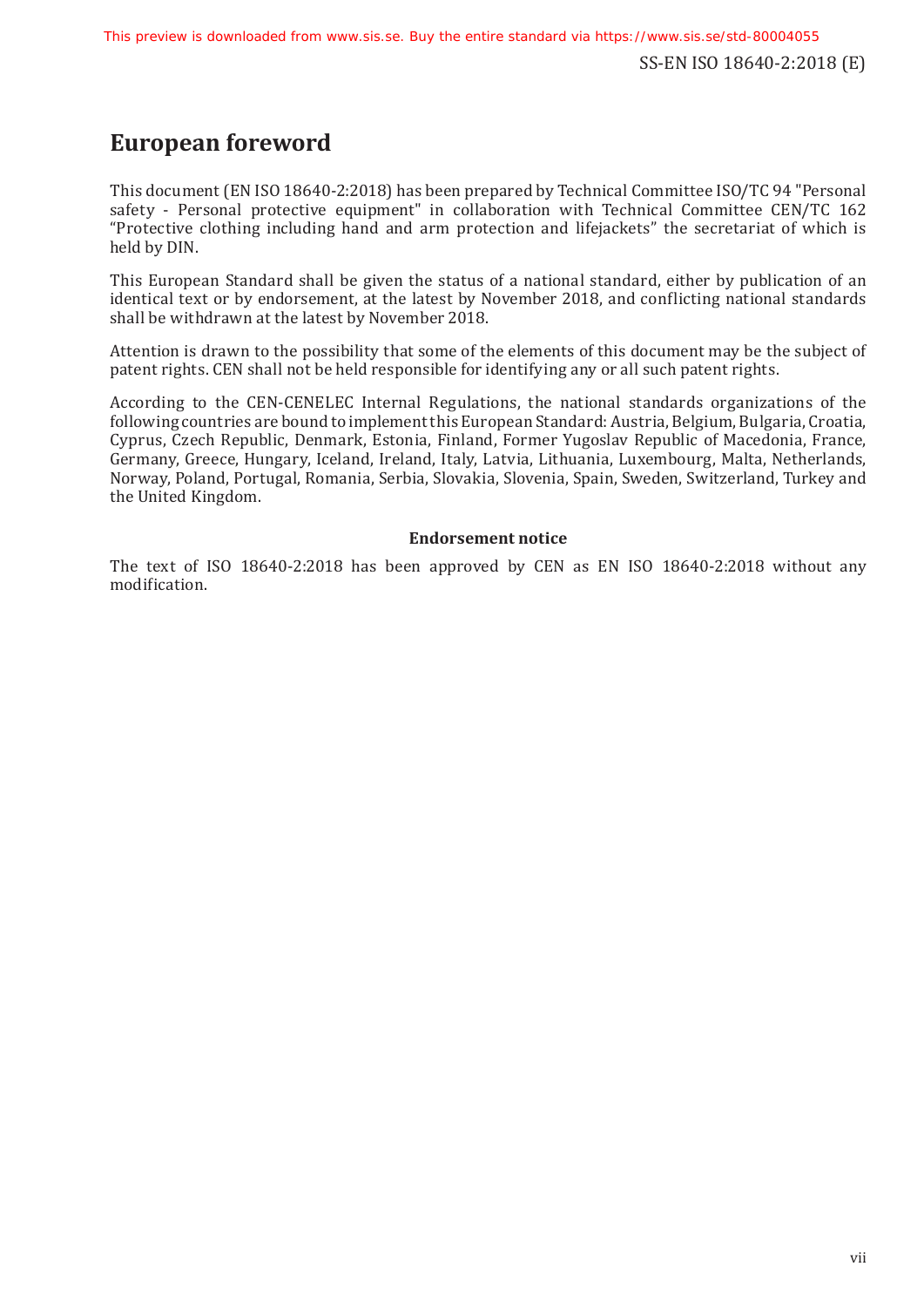# European foreword

This document (EN ISO 18640-2:2018) has been prepared by Technical Committee ISO/TC 94 "Personal safety - Personal protective equipment" in collaboration with Technical Committee CEN/TC 162 “Protective clothing including hand and arm protection and lifejackets” the secretariat of which is held by DIN.

This European Standard shall be given the status of a national standard, either by publication of an identical text or by endorsement, at the latest by November 2018, and conflicting national standards shall be withdrawn at the latest by November 2018.

Attention is drawn to the possibility that some of the elements of this document may be the subject of patent rights. CEN shall not be held responsible for identifying any or all such patent rights.

According to the CEN-CENELEC Internal Regulations, the national standards organizations of the following countries are bound to implement this European Standard: Austria, Belgium, Bulgaria, Croatia, Cyprus, Czech Republic, Denmark, Estonia, Finland, Former Yugoslav Republic of Macedonia, France, Germany, Greece, Hungary, Iceland, Ireland, Italy, Latvia, Lithuania, Luxembourg, Malta, Netherlands, Norway, Poland, Portugal, Romania, Serbia, Slovakia, Slovenia, Spain, Sweden, Switzerland, Turkey and the United Kingdom.

**Endorsement notice**

The text of ISO 18640-2:2018 has been approved by CEN as EN ISO 18640-2:2018 without any modification.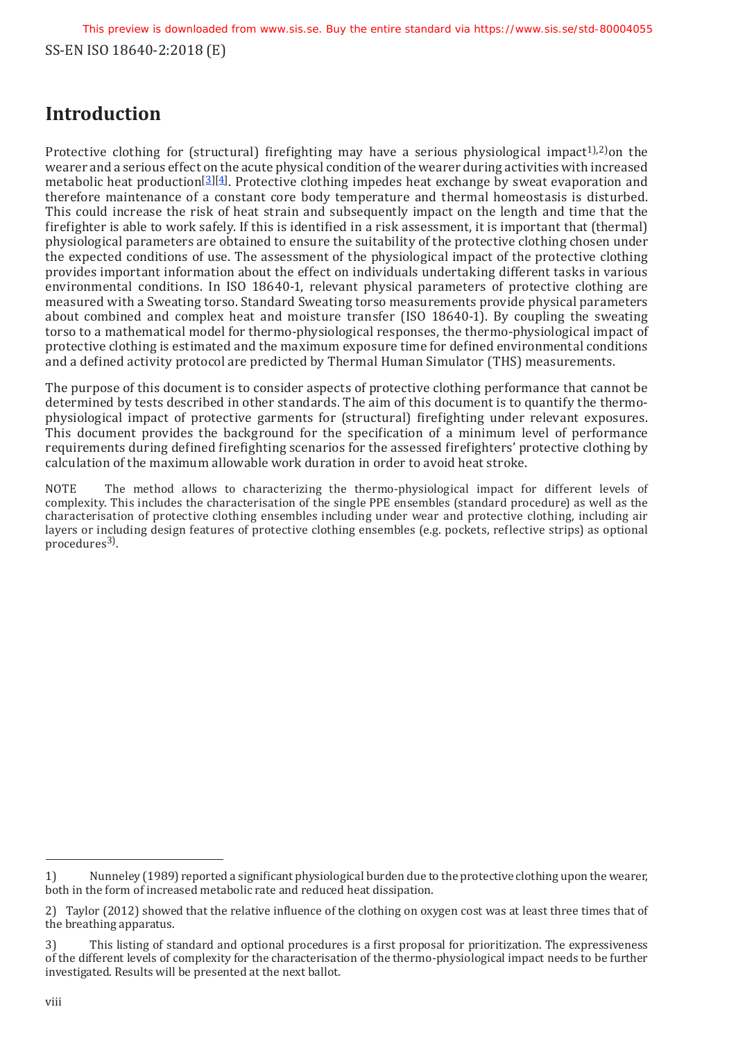# Introduction

Protective clothing for (structural) firefighting may have a serious physiological impact[1),2)] on the wearer and a serious effect on the acute physical condition of the wearer during activities with increased metabolic heat production[3][4]. Protective clothing impedes heat exchange by sweat evaporation and therefore maintenance of a constant core body temperature and thermal homeostasis is disturbed. This could increase the risk of heat strain and subsequently impact on the length and time that the firefighter is able to work safely. If this is identified in a risk assessment, it is important that (thermal) physiological parameters are obtained to ensure the suitability of the protective clothing chosen under the expected conditions of use. The assessment of the physiological impact of the protective clothing provides important information about the effect on individuals undertaking different tasks in various environmental conditions. In ISO 18640-1, relevant physical parameters of protective clothing are measured with a Sweating torso. Standard Sweating torso measurements provide physical parameters about combined and complex heat and moisture transfer (ISO 18640-1). By coupling the sweating torso to a mathematical model for thermo-physiological responses, the thermo-physiological impact of protective clothing is estimated and the maximum exposure time for defined environmental conditions and a defined activity protocol are predicted by Thermal Human Simulator (THS) measurements.

The purpose of this document is to consider aspects of protective clothing performance that cannot be determined by tests described in other standards. The aim of this document is to quantify the thermo-physiological impact of protective garments for (structural) firefighting under relevant exposures. This document provides the background for the specification of a minimum level of performance requirements during defined firefighting scenarios for the assessed firefighters' protective clothing by calculation of the maximum allowable work duration in order to avoid heat stroke.

NOTE The method allows to characterizing the thermo-physiological impact for different levels of complexity. This includes the characterisation of the single PPE ensembles (standard procedure) as well as the characterisation of protective clothing ensembles including under wear and protective clothing, including air layers or including design features of protective clothing ensembles (e.g. pockets, reflective strips) as optional procedures[3)].

---

1) Nunneley (1989) reported a significant physiological burden due to the protective clothing upon the wearer, both in the form of increased metabolic rate and reduced heat dissipation.

2) Taylor (2012) showed that the relative influence of the clothing on oxygen cost was at least three times that of the breathing apparatus.

3) This listing of standard and optional procedures is a first proposal for prioritization. The expressiveness of the different levels of complexity for the characterisation of the thermo-physiological impact needs to be further investigated. Results will be presented at the next ballot.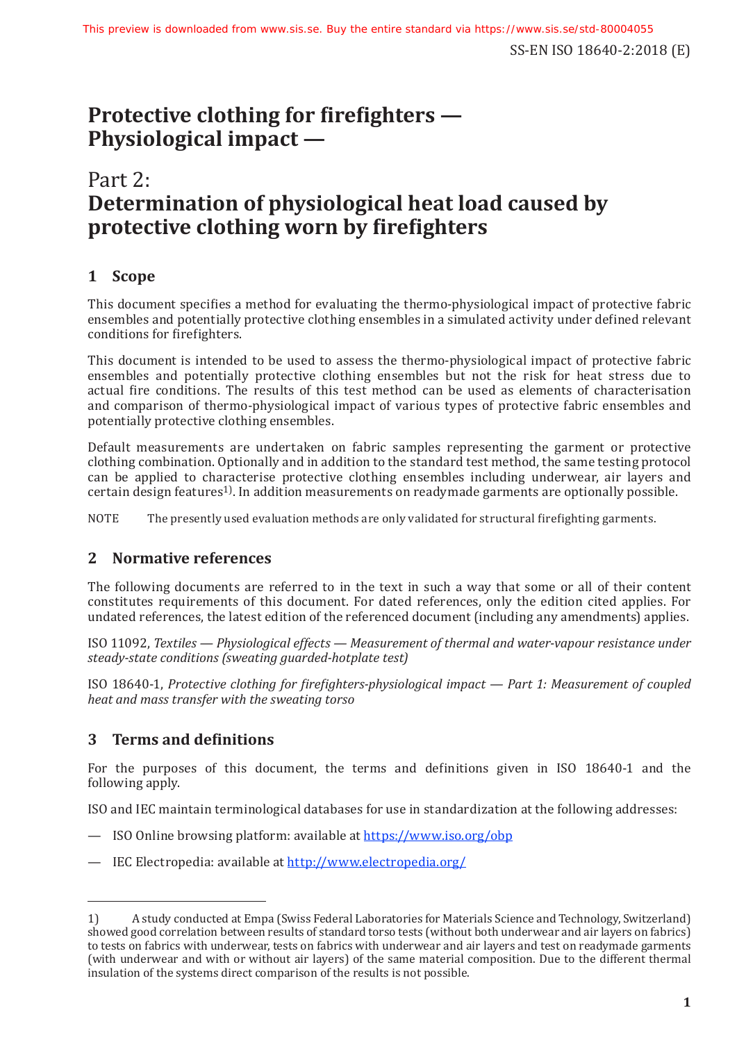# Protective clothing for firefighters — Physiological impact —

## Part 2: Determination of physiological heat load caused by protective clothing worn by firefighters

## 1 Scope

This document specifies a method for evaluating the thermo-physiological impact of protective fabric ensembles and potentially protective clothing ensembles in a simulated activity under defined relevant conditions for firefighters.

This document is intended to be used to assess the thermo-physiological impact of protective fabric ensembles and potentially protective clothing ensembles but not the risk for heat stress due to actual fire conditions. The results of this test method can be used as elements of characterisation and comparison of thermo-physiological impact of various types of protective fabric ensembles and potentially protective clothing ensembles.

Default measurements are undertaken on fabric samples representing the garment or protective clothing combination. Optionally and in addition to the standard test method, the same testing protocol can be applied to characterise protective clothing ensembles including underwear, air layers and certain design features[1]. In addition measurements on readymade garments are optionally possible.

NOTE The presently used evaluation methods are only validated for structural firefighting garments.

## 2 Normative references

The following documents are referred to in the text in such a way that some or all of their content constitutes requirements of this document. For dated references, only the edition cited applies. For undated references, the latest edition of the referenced document (including any amendments) applies.

ISO 11092, *Textiles — Physiological effects — Measurement of thermal and water-vapour resistance under steady-state conditions (sweating guarded-hotplate test)*

ISO 18640-1, *Protective clothing for firefighters-physiological impact — Part 1: Measurement of coupled heat and mass transfer with the sweating torso*

## 3 Terms and definitions

For the purposes of this document, the terms and definitions given in ISO 18640-1 and the following apply.

ISO and IEC maintain terminological databases for use in standardization at the following addresses:

— ISO Online browsing platform: available at https://www.iso.org/obp

— IEC Electropedia: available at http://www.electropedia.org/

---

1) A study conducted at Empa (Swiss Federal Laboratories for Materials Science and Technology, Switzerland) showed good correlation between results of standard torso tests (without both underwear and air layers on fabrics) to tests on fabrics with underwear, tests on fabrics with underwear and air layers and test on readymade garments (with underwear and with or without air layers) of the same material composition. Due to the different thermal insulation of the systems direct comparison of the results is not possible.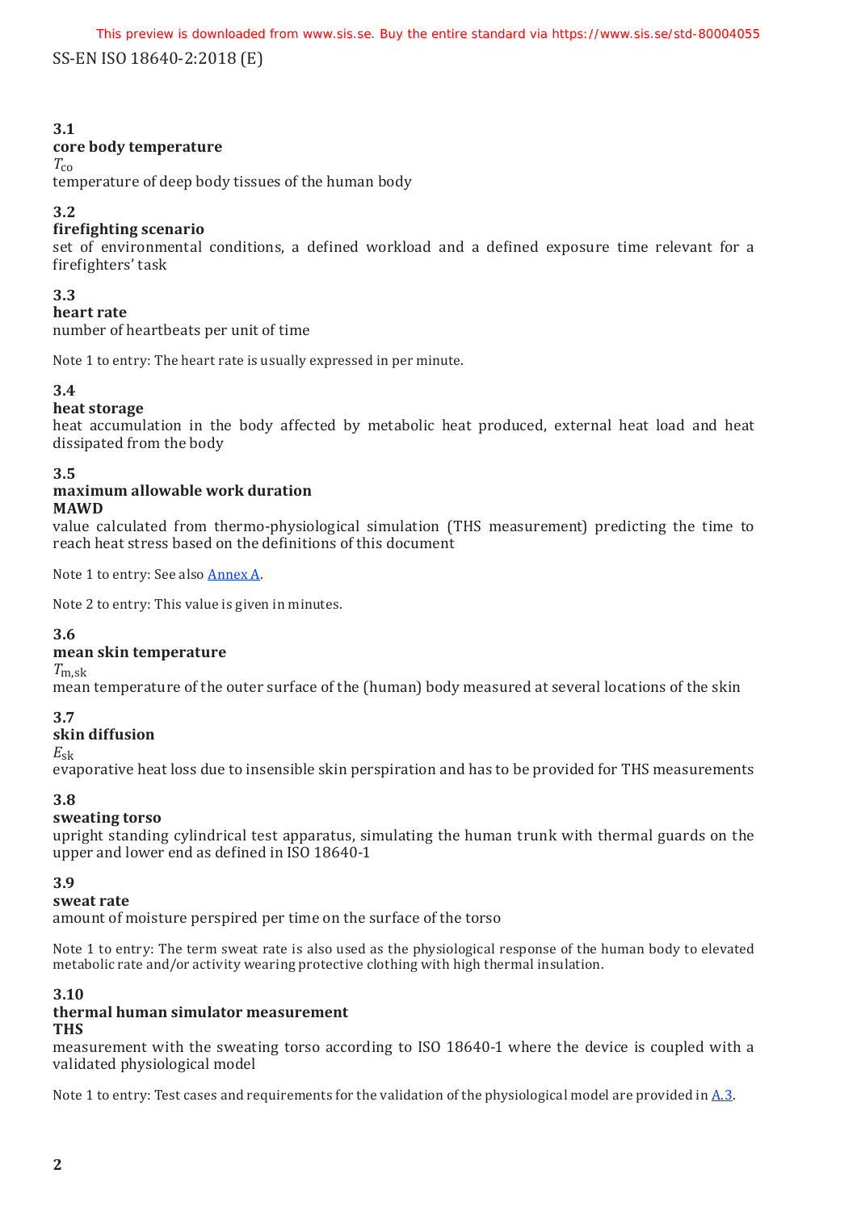**3.1**
**core body temperature**
$T_{co}$
temperature of deep body tissues of the human body

**3.2**
**firefighting scenario**
set of environmental conditions, a defined workload and a defined exposure time relevant for a firefighters' task

**3.3**
**heart rate**
number of heartbeats per unit of time

Note 1 to entry: The heart rate is usually expressed in per minute.

**3.4**
**heat storage**
heat accumulation in the body affected by metabolic heat produced, external heat load and heat dissipated from the body

**3.5**
**maximum allowable work duration**
**MAWD**
value calculated from thermo-physiological simulation (THS measurement) predicting the time to reach heat stress based on the definitions of this document

Note 1 to entry: See also Annex A.

Note 2 to entry: This value is given in minutes.

**3.6**
**mean skin temperature**
$T_{m,sk}$
mean temperature of the outer surface of the (human) body measured at several locations of the skin

**3.7**
**skin diffusion**
$E_{sk}$
evaporative heat loss due to insensible skin perspiration and has to be provided for THS measurements

**3.8**
**sweating torso**
upright standing cylindrical test apparatus, simulating the human trunk with thermal guards on the upper and lower end as defined in ISO 18640-1

**3.9**
**sweat rate**
amount of moisture perspired per time on the surface of the torso

Note 1 to entry: The term sweat rate is also used as the physiological response of the human body to elevated metabolic rate and/or activity wearing protective clothing with high thermal insulation.

**3.10**
**thermal human simulator measurement**
**THS**
measurement with the sweating torso according to ISO 18640-1 where the device is coupled with a validated physiological model

Note 1 to entry: Test cases and requirements for the validation of the physiological model are provided in A.3.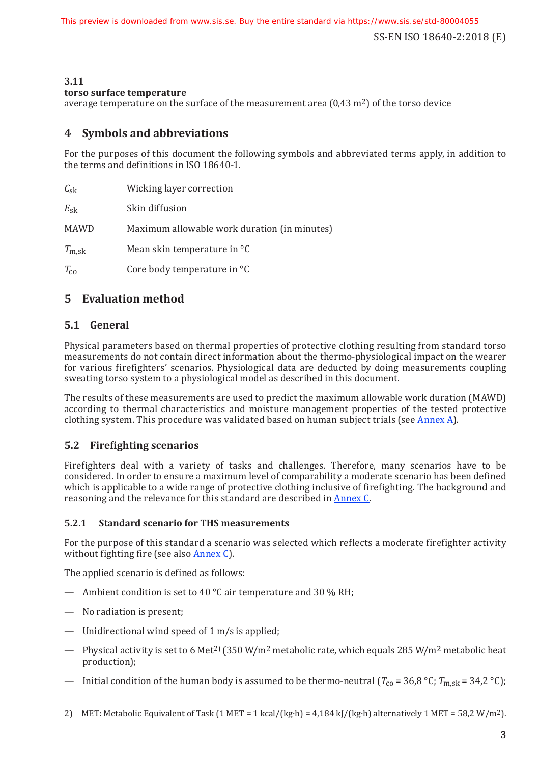**3.11**
**torso surface temperature**
average temperature on the surface of the measurement area (0,43 m$^2$) of the torso device

## 4 Symbols and abbreviations

For the purposes of this document the following symbols and abbreviated terms apply, in addition to the terms and definitions in ISO 18640-1.

| | |
|---|---|
| $C_{sk}$ | Wicking layer correction |
| $E_{sk}$ | Skin diffusion |
| MAWD | Maximum allowable work duration (in minutes) |
| $T_{m,sk}$ | Mean skin temperature in °C |
| $T_{co}$ | Core body temperature in °C |

## 5 Evaluation method

### 5.1 General

Physical parameters based on thermal properties of protective clothing resulting from standard torso measurements do not contain direct information about the thermo-physiological impact on the wearer for various firefighters' scenarios. Physiological data are deducted by doing measurements coupling sweating torso system to a physiological model as described in this document.

The results of these measurements are used to predict the maximum allowable work duration (MAWD) according to thermal characteristics and moisture management properties of the tested protective clothing system. This procedure was validated based on human subject trials (see Annex A).

### 5.2 Firefighting scenarios

Firefighters deal with a variety of tasks and challenges. Therefore, many scenarios have to be considered. In order to ensure a maximum level of comparability a moderate scenario has been defined which is applicable to a wide range of protective clothing inclusive of firefighting. The background and reasoning and the relevance for this standard are described in Annex C.

#### 5.2.1 Standard scenario for THS measurements

For the purpose of this standard a scenario was selected which reflects a moderate firefighter activity without fighting fire (see also Annex C).

The applied scenario is defined as follows:

— Ambient condition is set to 40 °C air temperature and 30 % RH;

— No radiation is present;

— Unidirectional wind speed of 1 m/s is applied;

— Physical activity is set to 6 Met[2] (350 W/m$^2$ metabolic rate, which equals 285 W/m$^2$ metabolic heat production);

— Initial condition of the human body is assumed to be thermo-neutral ($T_{co}$ = 36,8 °C; $T_{m,sk}$ = 34,2 °C);

2) MET: Metabolic Equivalent of Task (1 MET = 1 kcal/(kg·h) = 4,184 kJ/(kg·h) alternatively 1 MET = 58,2 W/m$^2$).